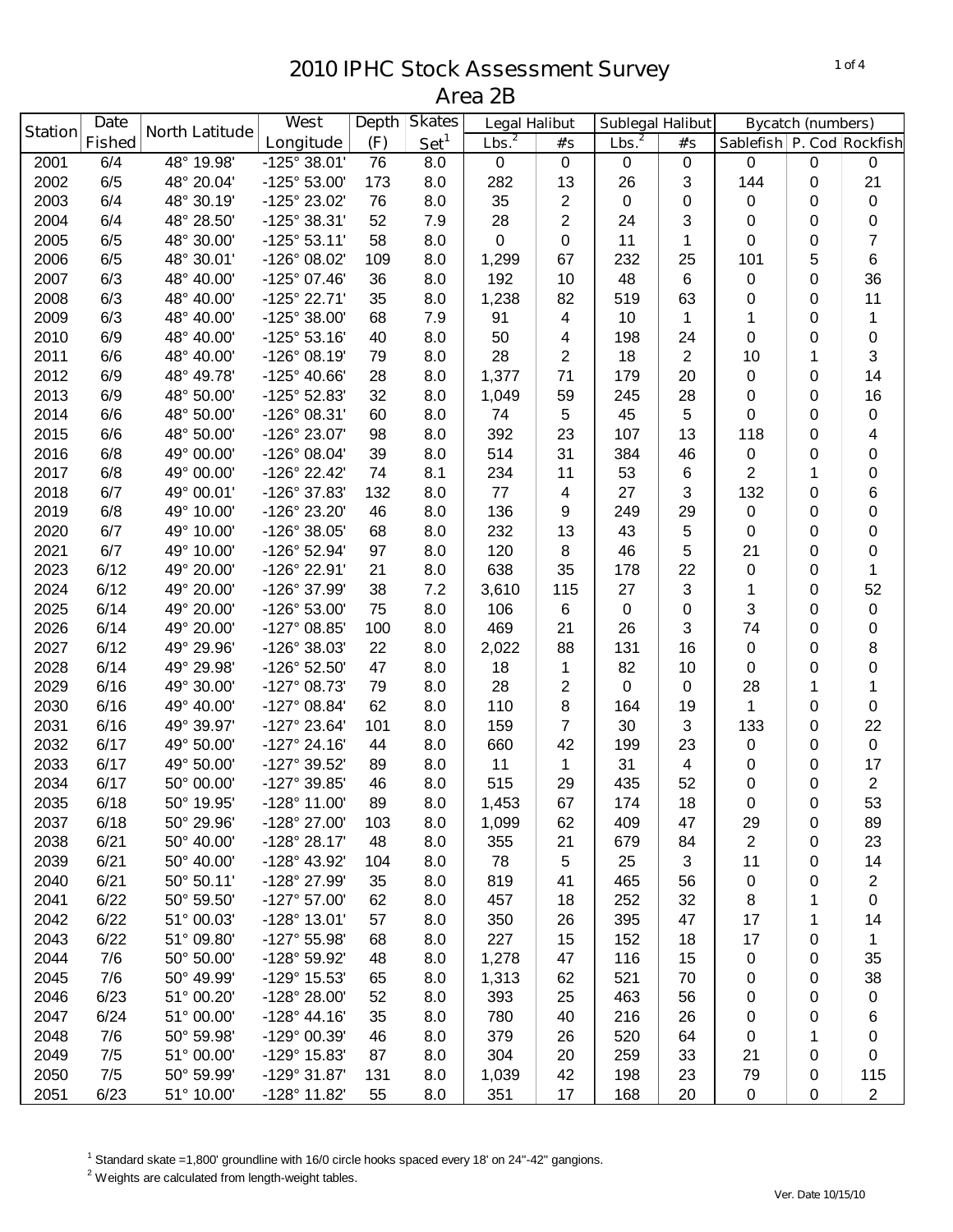# 2010 IPHC Stock Assessment Survey
## Area 2B

| Station | Date Fished | North Latitude | West Longitude | Depth (F) | Skates Set[1] | Legal Halibut | | Sublegal Halibut | | Bycatch (numbers) | | |
|---|---|---|---|---|---|---|---|---|---|---|---|---|
| | | | | | | Lbs.[2] | #s | Lbs.[2] | #s | Sablefish | P. Cod | Rockfish |
| 2001 | 6/4 | 48° 19.98' | -125° 38.01' | 76 | 8.0 | 0 | 0 | 0 | 0 | 0 | 0 | 0 |
| 2002 | 6/5 | 48° 20.04' | -125° 53.00' | 173 | 8.0 | 282 | 13 | 26 | 3 | 144 | 0 | 21 |
| 2003 | 6/4 | 48° 30.19' | -125° 23.02' | 76 | 8.0 | 35 | 2 | 0 | 0 | 0 | 0 | 0 |
| 2004 | 6/4 | 48° 28.50' | -125° 38.31' | 52 | 7.9 | 28 | 2 | 24 | 3 | 0 | 0 | 0 |
| 2005 | 6/5 | 48° 30.00' | -125° 53.11' | 58 | 8.0 | 0 | 0 | 11 | 1 | 0 | 0 | 7 |
| 2006 | 6/5 | 48° 30.01' | -126° 08.02' | 109 | 8.0 | 1,299 | 67 | 232 | 25 | 101 | 5 | 6 |
| 2007 | 6/3 | 48° 40.00' | -125° 07.46' | 36 | 8.0 | 192 | 10 | 48 | 6 | 0 | 0 | 36 |
| 2008 | 6/3 | 48° 40.00' | -125° 22.71' | 35 | 8.0 | 1,238 | 82 | 519 | 63 | 0 | 0 | 11 |
| 2009 | 6/3 | 48° 40.00' | -125° 38.00' | 68 | 7.9 | 91 | 4 | 10 | 1 | 1 | 0 | 1 |
| 2010 | 6/9 | 48° 40.00' | -125° 53.16' | 40 | 8.0 | 50 | 4 | 198 | 24 | 0 | 0 | 0 |
| 2011 | 6/6 | 48° 40.00' | -126° 08.19' | 79 | 8.0 | 28 | 2 | 18 | 2 | 10 | 1 | 3 |
| 2012 | 6/9 | 48° 49.78' | -125° 40.66' | 28 | 8.0 | 1,377 | 71 | 179 | 20 | 0 | 0 | 14 |
| 2013 | 6/9 | 48° 50.00' | -125° 52.83' | 32 | 8.0 | 1,049 | 59 | 245 | 28 | 0 | 0 | 16 |
| 2014 | 6/6 | 48° 50.00' | -126° 08.31' | 60 | 8.0 | 74 | 5 | 45 | 5 | 0 | 0 | 0 |
| 2015 | 6/6 | 48° 50.00' | -126° 23.07' | 98 | 8.0 | 392 | 23 | 107 | 13 | 118 | 0 | 4 |
| 2016 | 6/8 | 49° 00.00' | -126° 08.04' | 39 | 8.0 | 514 | 31 | 384 | 46 | 0 | 0 | 0 |
| 2017 | 6/8 | 49° 00.00' | -126° 22.42' | 74 | 8.1 | 234 | 11 | 53 | 6 | 2 | 1 | 0 |
| 2018 | 6/7 | 49° 00.01' | -126° 37.83' | 132 | 8.0 | 77 | 4 | 27 | 3 | 132 | 0 | 6 |
| 2019 | 6/8 | 49° 10.00' | -126° 23.20' | 46 | 8.0 | 136 | 9 | 249 | 29 | 0 | 0 | 0 |
| 2020 | 6/7 | 49° 10.00' | -126° 38.05' | 68 | 8.0 | 232 | 13 | 43 | 5 | 0 | 0 | 0 |
| 2021 | 6/7 | 49° 10.00' | -126° 52.94' | 97 | 8.0 | 120 | 8 | 46 | 5 | 21 | 0 | 0 |
| 2023 | 6/12 | 49° 20.00' | -126° 22.91' | 21 | 8.0 | 638 | 35 | 178 | 22 | 0 | 0 | 1 |
| 2024 | 6/12 | 49° 20.00' | -126° 37.99' | 38 | 7.2 | 3,610 | 115 | 27 | 3 | 1 | 0 | 52 |
| 2025 | 6/14 | 49° 20.00' | -126° 53.00' | 75 | 8.0 | 106 | 6 | 0 | 0 | 3 | 0 | 0 |
| 2026 | 6/14 | 49° 20.00' | -127° 08.85' | 100 | 8.0 | 469 | 21 | 26 | 3 | 74 | 0 | 0 |
| 2027 | 6/12 | 49° 29.96' | -126° 38.03' | 22 | 8.0 | 2,022 | 88 | 131 | 16 | 0 | 0 | 8 |
| 2028 | 6/14 | 49° 29.98' | -126° 52.50' | 47 | 8.0 | 18 | 1 | 82 | 10 | 0 | 0 | 0 |
| 2029 | 6/16 | 49° 30.00' | -127° 08.73' | 79 | 8.0 | 28 | 2 | 0 | 0 | 28 | 1 | 1 |
| 2030 | 6/16 | 49° 40.00' | -127° 08.84' | 62 | 8.0 | 110 | 8 | 164 | 19 | 1 | 0 | 0 |
| 2031 | 6/16 | 49° 39.97' | -127° 23.64' | 101 | 8.0 | 159 | 7 | 30 | 3 | 133 | 0 | 22 |
| 2032 | 6/17 | 49° 50.00' | -127° 24.16' | 44 | 8.0 | 660 | 42 | 199 | 23 | 0 | 0 | 0 |
| 2033 | 6/17 | 49° 50.00' | -127° 39.52' | 89 | 8.0 | 11 | 1 | 31 | 4 | 0 | 0 | 17 |
| 2034 | 6/17 | 50° 00.00' | -127° 39.85' | 46 | 8.0 | 515 | 29 | 435 | 52 | 0 | 0 | 2 |
| 2035 | 6/18 | 50° 19.95' | -128° 11.00' | 89 | 8.0 | 1,453 | 67 | 174 | 18 | 0 | 0 | 53 |
| 2037 | 6/18 | 50° 29.96' | -128° 27.00' | 103 | 8.0 | 1,099 | 62 | 409 | 47 | 29 | 0 | 89 |
| 2038 | 6/21 | 50° 40.00' | -128° 28.17' | 48 | 8.0 | 355 | 21 | 679 | 84 | 2 | 0 | 23 |
| 2039 | 6/21 | 50° 40.00' | -128° 43.92' | 104 | 8.0 | 78 | 5 | 25 | 3 | 11 | 0 | 14 |
| 2040 | 6/21 | 50° 50.11' | -128° 27.99' | 35 | 8.0 | 819 | 41 | 465 | 56 | 0 | 0 | 2 |
| 2041 | 6/22 | 50° 59.50' | -127° 57.00' | 62 | 8.0 | 457 | 18 | 252 | 32 | 8 | 1 | 0 |
| 2042 | 6/22 | 51° 00.03' | -128° 13.01' | 57 | 8.0 | 350 | 26 | 395 | 47 | 17 | 1 | 14 |
| 2043 | 6/22 | 51° 09.80' | -127° 55.98' | 68 | 8.0 | 227 | 15 | 152 | 18 | 17 | 0 | 1 |
| 2044 | 7/6 | 50° 50.00' | -128° 59.92' | 48 | 8.0 | 1,278 | 47 | 116 | 15 | 0 | 0 | 35 |
| 2045 | 7/6 | 50° 49.99' | -129° 15.53' | 65 | 8.0 | 1,313 | 62 | 521 | 70 | 0 | 0 | 38 |
| 2046 | 6/23 | 51° 00.20' | -128° 28.00' | 52 | 8.0 | 393 | 25 | 463 | 56 | 0 | 0 | 0 |
| 2047 | 6/24 | 51° 00.00' | -128° 44.16' | 35 | 8.0 | 780 | 40 | 216 | 26 | 0 | 0 | 6 |
| 2048 | 7/6 | 50° 59.98' | -129° 00.39' | 46 | 8.0 | 379 | 26 | 520 | 64 | 0 | 1 | 0 |
| 2049 | 7/5 | 51° 00.00' | -129° 15.83' | 87 | 8.0 | 304 | 20 | 259 | 33 | 21 | 0 | 0 |
| 2050 | 7/5 | 50° 59.99' | -129° 31.87' | 131 | 8.0 | 1,039 | 42 | 198 | 23 | 79 | 0 | 115 |
| 2051 | 6/23 | 51° 10.00' | -128° 11.82' | 55 | 8.0 | 351 | 17 | 168 | 20 | 0 | 0 | 2 |

[1] Standard skate =1,800' groundline with 16/0 circle hooks spaced every 18' on 24"-42" gangions.

[2] Weights are calculated from length-weight tables.

Ver. Date 10/15/10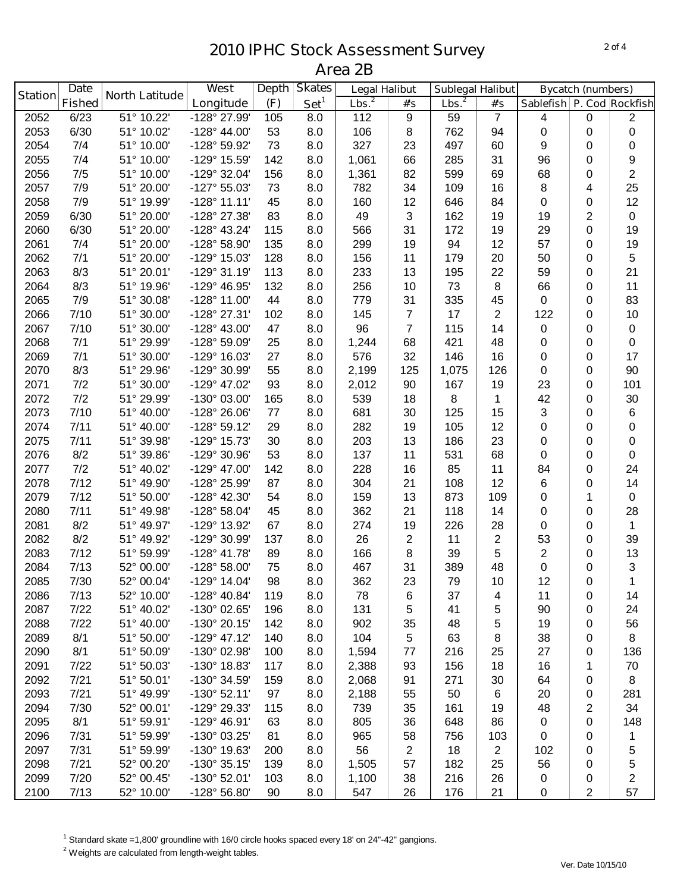# 2010 IPHC Stock Assessment Survey

## Area 2B

| Station | Date Fished | North Latitude | West Longitude | Depth (F) | Skates Set[1] | Legal Halibut | | Sublegal Halibut | | Bycatch (numbers) | | |
|---|---|---|---|---|---|---|---|---|---|---|---|---|
| | | | | | | Lbs.[2] | #s | Lbs.[2] | #s | Sablefish | P. Cod | Rockfish |
| 2052 | 6/23 | 51° 10.22' | -128° 27.99' | 105 | 8.0 | 112 | 9 | 59 | 7 | 4 | 0 | 2 |
| 2053 | 6/30 | 51° 10.02' | -128° 44.00' | 53 | 8.0 | 106 | 8 | 762 | 94 | 0 | 0 | 0 |
| 2054 | 7/4 | 51° 10.00' | -128° 59.92' | 73 | 8.0 | 327 | 23 | 497 | 60 | 9 | 0 | 0 |
| 2055 | 7/4 | 51° 10.00' | -129° 15.59' | 142 | 8.0 | 1,061 | 66 | 285 | 31 | 96 | 0 | 9 |
| 2056 | 7/5 | 51° 10.00' | -129° 32.04' | 156 | 8.0 | 1,361 | 82 | 599 | 69 | 68 | 0 | 2 |
| 2057 | 7/9 | 51° 20.00' | -127° 55.03' | 73 | 8.0 | 782 | 34 | 109 | 16 | 8 | 4 | 25 |
| 2058 | 7/9 | 51° 19.99' | -128° 11.11' | 45 | 8.0 | 160 | 12 | 646 | 84 | 0 | 0 | 12 |
| 2059 | 6/30 | 51° 20.00' | -128° 27.38' | 83 | 8.0 | 49 | 3 | 162 | 19 | 19 | 2 | 0 |
| 2060 | 6/30 | 51° 20.00' | -128° 43.24' | 115 | 8.0 | 566 | 31 | 172 | 19 | 29 | 0 | 19 |
| 2061 | 7/4 | 51° 20.00' | -128° 58.90' | 135 | 8.0 | 299 | 19 | 94 | 12 | 57 | 0 | 19 |
| 2062 | 7/1 | 51° 20.00' | -129° 15.03' | 128 | 8.0 | 156 | 11 | 179 | 20 | 50 | 0 | 5 |
| 2063 | 8/3 | 51° 20.01' | -129° 31.19' | 113 | 8.0 | 233 | 13 | 195 | 22 | 59 | 0 | 21 |
| 2064 | 8/3 | 51° 19.96' | -129° 46.95' | 132 | 8.0 | 256 | 10 | 73 | 8 | 66 | 0 | 11 |
| 2065 | 7/9 | 51° 30.08' | -128° 11.00' | 44 | 8.0 | 779 | 31 | 335 | 45 | 0 | 0 | 83 |
| 2066 | 7/10 | 51° 30.00' | -128° 27.31' | 102 | 8.0 | 145 | 7 | 17 | 2 | 122 | 0 | 10 |
| 2067 | 7/10 | 51° 30.00' | -128° 43.00' | 47 | 8.0 | 96 | 7 | 115 | 14 | 0 | 0 | 0 |
| 2068 | 7/1 | 51° 29.99' | -128° 59.09' | 25 | 8.0 | 1,244 | 68 | 421 | 48 | 0 | 0 | 0 |
| 2069 | 7/1 | 51° 30.00' | -129° 16.03' | 27 | 8.0 | 576 | 32 | 146 | 16 | 0 | 0 | 17 |
| 2070 | 8/3 | 51° 29.96' | -129° 30.99' | 55 | 8.0 | 2,199 | 125 | 1,075 | 126 | 0 | 0 | 90 |
| 2071 | 7/2 | 51° 30.00' | -129° 47.02' | 93 | 8.0 | 2,012 | 90 | 167 | 19 | 23 | 0 | 101 |
| 2072 | 7/2 | 51° 29.99' | -130° 03.00' | 165 | 8.0 | 539 | 18 | 8 | 1 | 42 | 0 | 30 |
| 2073 | 7/10 | 51° 40.00' | -128° 26.06' | 77 | 8.0 | 681 | 30 | 125 | 15 | 3 | 0 | 6 |
| 2074 | 7/11 | 51° 40.00' | -128° 59.12' | 29 | 8.0 | 282 | 19 | 105 | 12 | 0 | 0 | 0 |
| 2075 | 7/11 | 51° 39.98' | -129° 15.73' | 30 | 8.0 | 203 | 13 | 186 | 23 | 0 | 0 | 0 |
| 2076 | 8/2 | 51° 39.86' | -129° 30.96' | 53 | 8.0 | 137 | 11 | 531 | 68 | 0 | 0 | 0 |
| 2077 | 7/2 | 51° 40.02' | -129° 47.00' | 142 | 8.0 | 228 | 16 | 85 | 11 | 84 | 0 | 24 |
| 2078 | 7/12 | 51° 49.90' | -128° 25.99' | 87 | 8.0 | 304 | 21 | 108 | 12 | 6 | 0 | 14 |
| 2079 | 7/12 | 51° 50.00' | -128° 42.30' | 54 | 8.0 | 159 | 13 | 873 | 109 | 0 | 1 | 0 |
| 2080 | 7/11 | 51° 49.98' | -128° 58.04' | 45 | 8.0 | 362 | 21 | 118 | 14 | 0 | 0 | 28 |
| 2081 | 8/2 | 51° 49.97' | -129° 13.92' | 67 | 8.0 | 274 | 19 | 226 | 28 | 0 | 0 | 1 |
| 2082 | 8/2 | 51° 49.92' | -129° 30.99' | 137 | 8.0 | 26 | 2 | 11 | 2 | 53 | 0 | 39 |
| 2083 | 7/12 | 51° 59.99' | -128° 41.78' | 89 | 8.0 | 166 | 8 | 39 | 5 | 2 | 0 | 13 |
| 2084 | 7/13 | 52° 00.00' | -128° 58.00' | 75 | 8.0 | 467 | 31 | 389 | 48 | 0 | 0 | 3 |
| 2085 | 7/30 | 52° 00.04' | -129° 14.04' | 98 | 8.0 | 362 | 23 | 79 | 10 | 12 | 0 | 1 |
| 2086 | 7/13 | 52° 10.00' | -128° 40.84' | 119 | 8.0 | 78 | 6 | 37 | 4 | 11 | 0 | 14 |
| 2087 | 7/22 | 51° 40.02' | -130° 02.65' | 196 | 8.0 | 131 | 5 | 41 | 5 | 90 | 0 | 24 |
| 2088 | 7/22 | 51° 40.00' | -130° 20.15' | 142 | 8.0 | 902 | 35 | 48 | 5 | 19 | 0 | 56 |
| 2089 | 8/1 | 51° 50.00' | -129° 47.12' | 140 | 8.0 | 104 | 5 | 63 | 8 | 38 | 0 | 8 |
| 2090 | 8/1 | 51° 50.09' | -130° 02.98' | 100 | 8.0 | 1,594 | 77 | 216 | 25 | 27 | 0 | 136 |
| 2091 | 7/22 | 51° 50.03' | -130° 18.83' | 117 | 8.0 | 2,388 | 93 | 156 | 18 | 16 | 1 | 70 |
| 2092 | 7/21 | 51° 50.01' | -130° 34.59' | 159 | 8.0 | 2,068 | 91 | 271 | 30 | 64 | 0 | 8 |
| 2093 | 7/21 | 51° 49.99' | -130° 52.11' | 97 | 8.0 | 2,188 | 55 | 50 | 6 | 20 | 0 | 281 |
| 2094 | 7/30 | 52° 00.01' | -129° 29.33' | 115 | 8.0 | 739 | 35 | 161 | 19 | 48 | 2 | 34 |
| 2095 | 8/1 | 51° 59.91' | -129° 46.91' | 63 | 8.0 | 805 | 36 | 648 | 86 | 0 | 0 | 148 |
| 2096 | 7/31 | 51° 59.99' | -130° 03.25' | 81 | 8.0 | 965 | 58 | 756 | 103 | 0 | 0 | 1 |
| 2097 | 7/31 | 51° 59.99' | -130° 19.63' | 200 | 8.0 | 56 | 2 | 18 | 2 | 102 | 0 | 5 |
| 2098 | 7/21 | 52° 00.20' | -130° 35.15' | 139 | 8.0 | 1,505 | 57 | 182 | 25 | 56 | 0 | 5 |
| 2099 | 7/20 | 52° 00.45' | -130° 52.01' | 103 | 8.0 | 1,100 | 38 | 216 | 26 | 0 | 0 | 2 |
| 2100 | 7/13 | 52° 10.00' | -128° 56.80' | 90 | 8.0 | 547 | 26 | 176 | 21 | 0 | 2 | 57 |

[1] Standard skate =1,800' groundline with 16/0 circle hooks spaced every 18' on 24"-42" gangions.

[2] Weights are calculated from length-weight tables.

Ver. Date 10/15/10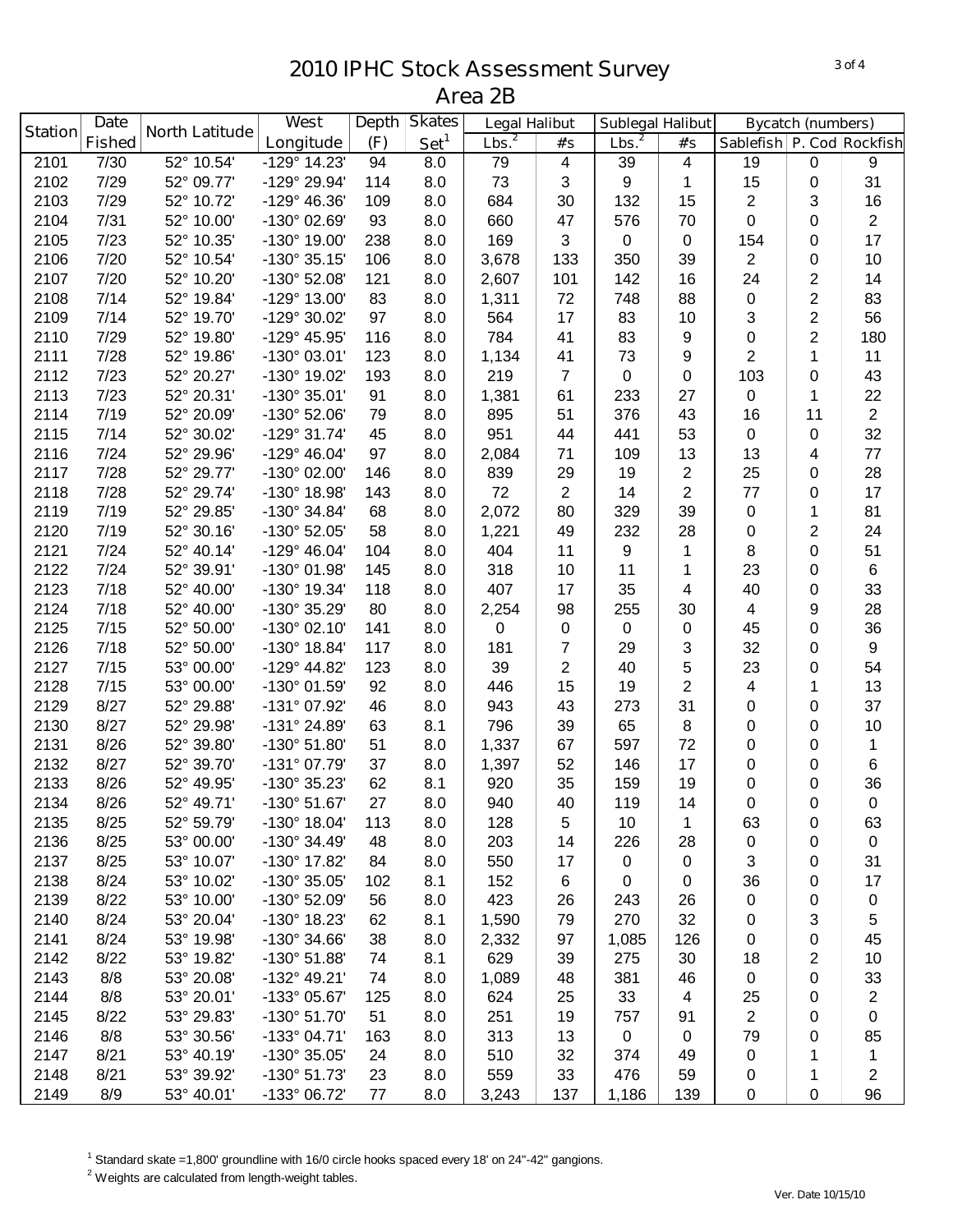# 2010 IPHC Stock Assessment Survey
## Area 2B

| Station | Date Fished | North Latitude | West Longitude | Depth (F) | Skates Set[1] | Legal Halibut | | Sublegal Halibut | | Bycatch (numbers) | | |
|---|---|---|---|---|---|---|---|---|---|---|---|---|
| | | | | | | Lbs.[2] | #s | Lbs.[2] | #s | Sablefish | P. Cod | Rockfish |
| 2101 | 7/30 | 52° 10.54' | -129° 14.23' | 94 | 8.0 | 79 | 4 | 39 | 4 | 19 | 0 | 9 |
| 2102 | 7/29 | 52° 09.77' | -129° 29.94' | 114 | 8.0 | 73 | 3 | 9 | 1 | 15 | 0 | 31 |
| 2103 | 7/29 | 52° 10.72' | -129° 46.36' | 109 | 8.0 | 684 | 30 | 132 | 15 | 2 | 3 | 16 |
| 2104 | 7/31 | 52° 10.00' | -130° 02.69' | 93 | 8.0 | 660 | 47 | 576 | 70 | 0 | 0 | 2 |
| 2105 | 7/23 | 52° 10.35' | -130° 19.00' | 238 | 8.0 | 169 | 3 | 0 | 0 | 154 | 0 | 17 |
| 2106 | 7/20 | 52° 10.54' | -130° 35.15' | 106 | 8.0 | 3,678 | 133 | 350 | 39 | 2 | 0 | 10 |
| 2107 | 7/20 | 52° 10.20' | -130° 52.08' | 121 | 8.0 | 2,607 | 101 | 142 | 16 | 24 | 2 | 14 |
| 2108 | 7/14 | 52° 19.84' | -129° 13.00' | 83 | 8.0 | 1,311 | 72 | 748 | 88 | 0 | 2 | 83 |
| 2109 | 7/14 | 52° 19.70' | -129° 30.02' | 97 | 8.0 | 564 | 17 | 83 | 10 | 3 | 2 | 56 |
| 2110 | 7/29 | 52° 19.80' | -129° 45.95' | 116 | 8.0 | 784 | 41 | 83 | 9 | 0 | 2 | 180 |
| 2111 | 7/28 | 52° 19.86' | -130° 03.01' | 123 | 8.0 | 1,134 | 41 | 73 | 9 | 2 | 1 | 11 |
| 2112 | 7/23 | 52° 20.27' | -130° 19.02' | 193 | 8.0 | 219 | 7 | 0 | 0 | 103 | 0 | 43 |
| 2113 | 7/23 | 52° 20.31' | -130° 35.01' | 91 | 8.0 | 1,381 | 61 | 233 | 27 | 0 | 1 | 22 |
| 2114 | 7/19 | 52° 20.09' | -130° 52.06' | 79 | 8.0 | 895 | 51 | 376 | 43 | 16 | 11 | 2 |
| 2115 | 7/14 | 52° 30.02' | -129° 31.74' | 45 | 8.0 | 951 | 44 | 441 | 53 | 0 | 0 | 32 |
| 2116 | 7/24 | 52° 29.96' | -129° 46.04' | 97 | 8.0 | 2,084 | 71 | 109 | 13 | 13 | 4 | 77 |
| 2117 | 7/28 | 52° 29.77' | -130° 02.00' | 146 | 8.0 | 839 | 29 | 19 | 2 | 25 | 0 | 28 |
| 2118 | 7/28 | 52° 29.74' | -130° 18.98' | 143 | 8.0 | 72 | 2 | 14 | 2 | 77 | 0 | 17 |
| 2119 | 7/19 | 52° 29.85' | -130° 34.84' | 68 | 8.0 | 2,072 | 80 | 329 | 39 | 0 | 1 | 81 |
| 2120 | 7/19 | 52° 30.16' | -130° 52.05' | 58 | 8.0 | 1,221 | 49 | 232 | 28 | 0 | 2 | 24 |
| 2121 | 7/24 | 52° 40.14' | -129° 46.04' | 104 | 8.0 | 404 | 11 | 9 | 1 | 8 | 0 | 51 |
| 2122 | 7/24 | 52° 39.91' | -130° 01.98' | 145 | 8.0 | 318 | 10 | 11 | 1 | 23 | 0 | 6 |
| 2123 | 7/18 | 52° 40.00' | -130° 19.34' | 118 | 8.0 | 407 | 17 | 35 | 4 | 40 | 0 | 33 |
| 2124 | 7/18 | 52° 40.00' | -130° 35.29' | 80 | 8.0 | 2,254 | 98 | 255 | 30 | 4 | 9 | 28 |
| 2125 | 7/15 | 52° 50.00' | -130° 02.10' | 141 | 8.0 | 0 | 0 | 0 | 0 | 45 | 0 | 36 |
| 2126 | 7/18 | 52° 50.00' | -130° 18.84' | 117 | 8.0 | 181 | 7 | 29 | 3 | 32 | 0 | 9 |
| 2127 | 7/15 | 53° 00.00' | -129° 44.82' | 123 | 8.0 | 39 | 2 | 40 | 5 | 23 | 0 | 54 |
| 2128 | 7/15 | 53° 00.00' | -130° 01.59' | 92 | 8.0 | 446 | 15 | 19 | 2 | 4 | 1 | 13 |
| 2129 | 8/27 | 52° 29.88' | -131° 07.92' | 46 | 8.0 | 943 | 43 | 273 | 31 | 0 | 0 | 37 |
| 2130 | 8/27 | 52° 29.98' | -131° 24.89' | 63 | 8.1 | 796 | 39 | 65 | 8 | 0 | 0 | 10 |
| 2131 | 8/26 | 52° 39.80' | -130° 51.80' | 51 | 8.0 | 1,337 | 67 | 597 | 72 | 0 | 0 | 1 |
| 2132 | 8/27 | 52° 39.70' | -131° 07.79' | 37 | 8.0 | 1,397 | 52 | 146 | 17 | 0 | 0 | 6 |
| 2133 | 8/26 | 52° 49.95' | -130° 35.23' | 62 | 8.1 | 920 | 35 | 159 | 19 | 0 | 0 | 36 |
| 2134 | 8/26 | 52° 49.71' | -130° 51.67' | 27 | 8.0 | 940 | 40 | 119 | 14 | 0 | 0 | 0 |
| 2135 | 8/25 | 52° 59.79' | -130° 18.04' | 113 | 8.0 | 128 | 5 | 10 | 1 | 63 | 0 | 63 |
| 2136 | 8/25 | 53° 00.00' | -130° 34.49' | 48 | 8.0 | 203 | 14 | 226 | 28 | 0 | 0 | 0 |
| 2137 | 8/25 | 53° 10.07' | -130° 17.82' | 84 | 8.0 | 550 | 17 | 0 | 0 | 3 | 0 | 31 |
| 2138 | 8/24 | 53° 10.02' | -130° 35.05' | 102 | 8.1 | 152 | 6 | 0 | 0 | 36 | 0 | 17 |
| 2139 | 8/22 | 53° 10.00' | -130° 52.09' | 56 | 8.0 | 423 | 26 | 243 | 26 | 0 | 0 | 0 |
| 2140 | 8/24 | 53° 20.04' | -130° 18.23' | 62 | 8.1 | 1,590 | 79 | 270 | 32 | 0 | 3 | 5 |
| 2141 | 8/24 | 53° 19.98' | -130° 34.66' | 38 | 8.0 | 2,332 | 97 | 1,085 | 126 | 0 | 0 | 45 |
| 2142 | 8/22 | 53° 19.82' | -130° 51.88' | 74 | 8.1 | 629 | 39 | 275 | 30 | 18 | 2 | 10 |
| 2143 | 8/8 | 53° 20.08' | -132° 49.21' | 74 | 8.0 | 1,089 | 48 | 381 | 46 | 0 | 0 | 33 |
| 2144 | 8/8 | 53° 20.01' | -133° 05.67' | 125 | 8.0 | 624 | 25 | 33 | 4 | 25 | 0 | 2 |
| 2145 | 8/22 | 53° 29.83' | -130° 51.70' | 51 | 8.0 | 251 | 19 | 757 | 91 | 2 | 0 | 0 |
| 2146 | 8/8 | 53° 30.56' | -133° 04.71' | 163 | 8.0 | 313 | 13 | 0 | 0 | 79 | 0 | 85 |
| 2147 | 8/21 | 53° 40.19' | -130° 35.05' | 24 | 8.0 | 510 | 32 | 374 | 49 | 0 | 1 | 1 |
| 2148 | 8/21 | 53° 39.92' | -130° 51.73' | 23 | 8.0 | 559 | 33 | 476 | 59 | 0 | 1 | 2 |
| 2149 | 8/9 | 53° 40.01' | -133° 06.72' | 77 | 8.0 | 3,243 | 137 | 1,186 | 139 | 0 | 0 | 96 |

[1] Standard skate =1,800' groundline with 16/0 circle hooks spaced every 18' on 24"-42" gangions.

[2] Weights are calculated from length-weight tables.

Ver. Date 10/15/10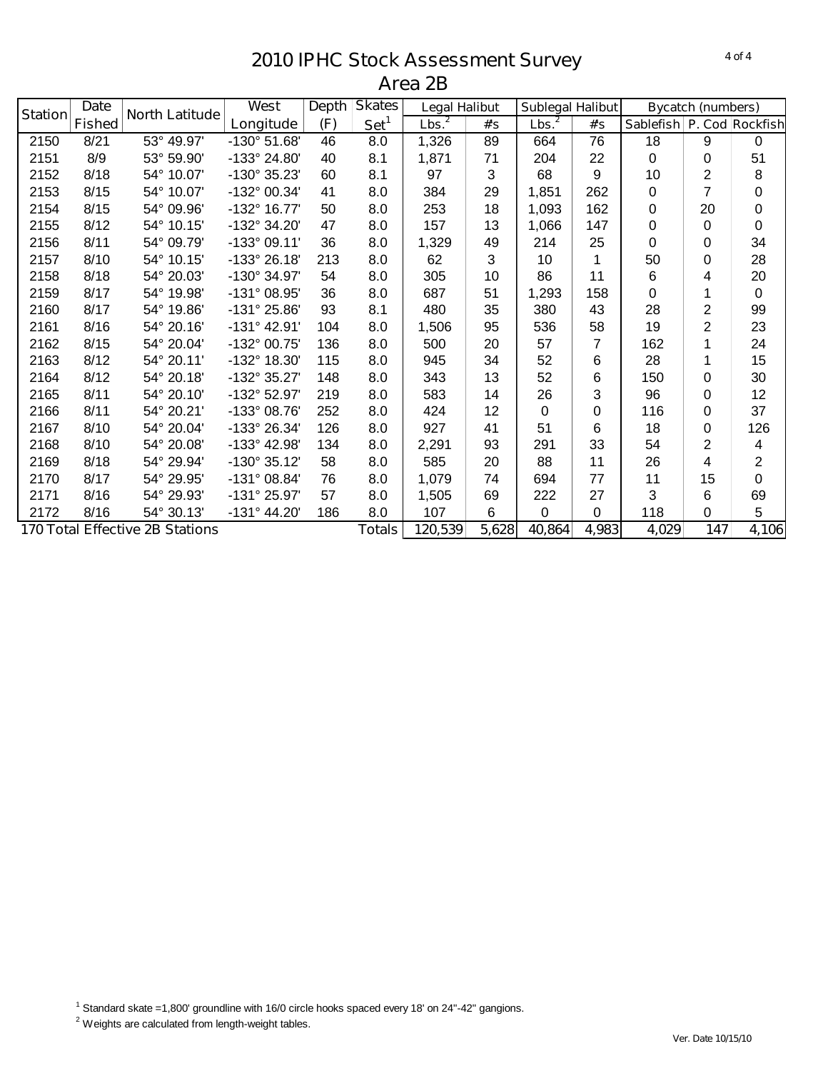# 2010 IPHC Stock Assessment Survey

## Area 2B

| Station | Date Fished | North Latitude | West Longitude | Depth (F) | Skates Set[1] | Legal Halibut Lbs.[2] | Legal Halibut #s | Sublegal Halibut Lbs.[2] | Sublegal Halibut #s | Bycatch (numbers) Sablefish | Bycatch (numbers) P. Cod | Bycatch (numbers) Rockfish |
|---|---|---|---|---|---|---|---|---|---|---|---|---|
| 2150 | 8/21 | 53° 49.97' | -130° 51.68' | 46 | 8.0 | 1,326 | 89 | 664 | 76 | 18 | 9 | 0 |
| 2151 | 8/9 | 53° 59.90' | -133° 24.80' | 40 | 8.1 | 1,871 | 71 | 204 | 22 | 0 | 0 | 51 |
| 2152 | 8/18 | 54° 10.07' | -130° 35.23' | 60 | 8.1 | 97 | 3 | 68 | 9 | 10 | 2 | 8 |
| 2153 | 8/15 | 54° 10.07' | -132° 00.34' | 41 | 8.0 | 384 | 29 | 1,851 | 262 | 0 | 7 | 0 |
| 2154 | 8/15 | 54° 09.96' | -132° 16.77' | 50 | 8.0 | 253 | 18 | 1,093 | 162 | 0 | 20 | 0 |
| 2155 | 8/12 | 54° 10.15' | -132° 34.20' | 47 | 8.0 | 157 | 13 | 1,066 | 147 | 0 | 0 | 0 |
| 2156 | 8/11 | 54° 09.79' | -133° 09.11' | 36 | 8.0 | 1,329 | 49 | 214 | 25 | 0 | 0 | 34 |
| 2157 | 8/10 | 54° 10.15' | -133° 26.18' | 213 | 8.0 | 62 | 3 | 10 | 1 | 50 | 0 | 28 |
| 2158 | 8/18 | 54° 20.03' | -130° 34.97' | 54 | 8.0 | 305 | 10 | 86 | 11 | 6 | 4 | 20 |
| 2159 | 8/17 | 54° 19.98' | -131° 08.95' | 36 | 8.0 | 687 | 51 | 1,293 | 158 | 0 | 1 | 0 |
| 2160 | 8/17 | 54° 19.86' | -131° 25.86' | 93 | 8.1 | 480 | 35 | 380 | 43 | 28 | 2 | 99 |
| 2161 | 8/16 | 54° 20.16' | -131° 42.91' | 104 | 8.0 | 1,506 | 95 | 536 | 58 | 19 | 2 | 23 |
| 2162 | 8/15 | 54° 20.04' | -132° 00.75' | 136 | 8.0 | 500 | 20 | 57 | 7 | 162 | 1 | 24 |
| 2163 | 8/12 | 54° 20.11' | -132° 18.30' | 115 | 8.0 | 945 | 34 | 52 | 6 | 28 | 1 | 15 |
| 2164 | 8/12 | 54° 20.18' | -132° 35.27' | 148 | 8.0 | 343 | 13 | 52 | 6 | 150 | 0 | 30 |
| 2165 | 8/11 | 54° 20.10' | -132° 52.97' | 219 | 8.0 | 583 | 14 | 26 | 3 | 96 | 0 | 12 |
| 2166 | 8/11 | 54° 20.21' | -133° 08.76' | 252 | 8.0 | 424 | 12 | 0 | 0 | 116 | 0 | 37 |
| 2167 | 8/10 | 54° 20.04' | -133° 26.34' | 126 | 8.0 | 927 | 41 | 51 | 6 | 18 | 0 | 126 |
| 2168 | 8/10 | 54° 20.08' | -133° 42.98' | 134 | 8.0 | 2,291 | 93 | 291 | 33 | 54 | 2 | 4 |
| 2169 | 8/18 | 54° 29.94' | -130° 35.12' | 58 | 8.0 | 585 | 20 | 88 | 11 | 26 | 4 | 2 |
| 2170 | 8/17 | 54° 29.95' | -131° 08.84' | 76 | 8.0 | 1,079 | 74 | 694 | 77 | 11 | 15 | 0 |
| 2171 | 8/16 | 54° 29.93' | -131° 25.97' | 57 | 8.0 | 1,505 | 69 | 222 | 27 | 3 | 6 | 69 |
| 2172 | 8/16 | 54° 30.13' | -131° 44.20' | 186 | 8.0 | 107 | 6 | 0 | 0 | 118 | 0 | 5 |
| 170 Total Effective 2B Stations | | | | | Totals | 120,539 | 5,628 | 40,864 | 4,983 | 4,029 | 147 | 4,106 |

[1] Standard skate =1,800' groundline with 16/0 circle hooks spaced every 18' on 24"-42" gangions.

[2] Weights are calculated from length-weight tables.

Ver. Date 10/15/10